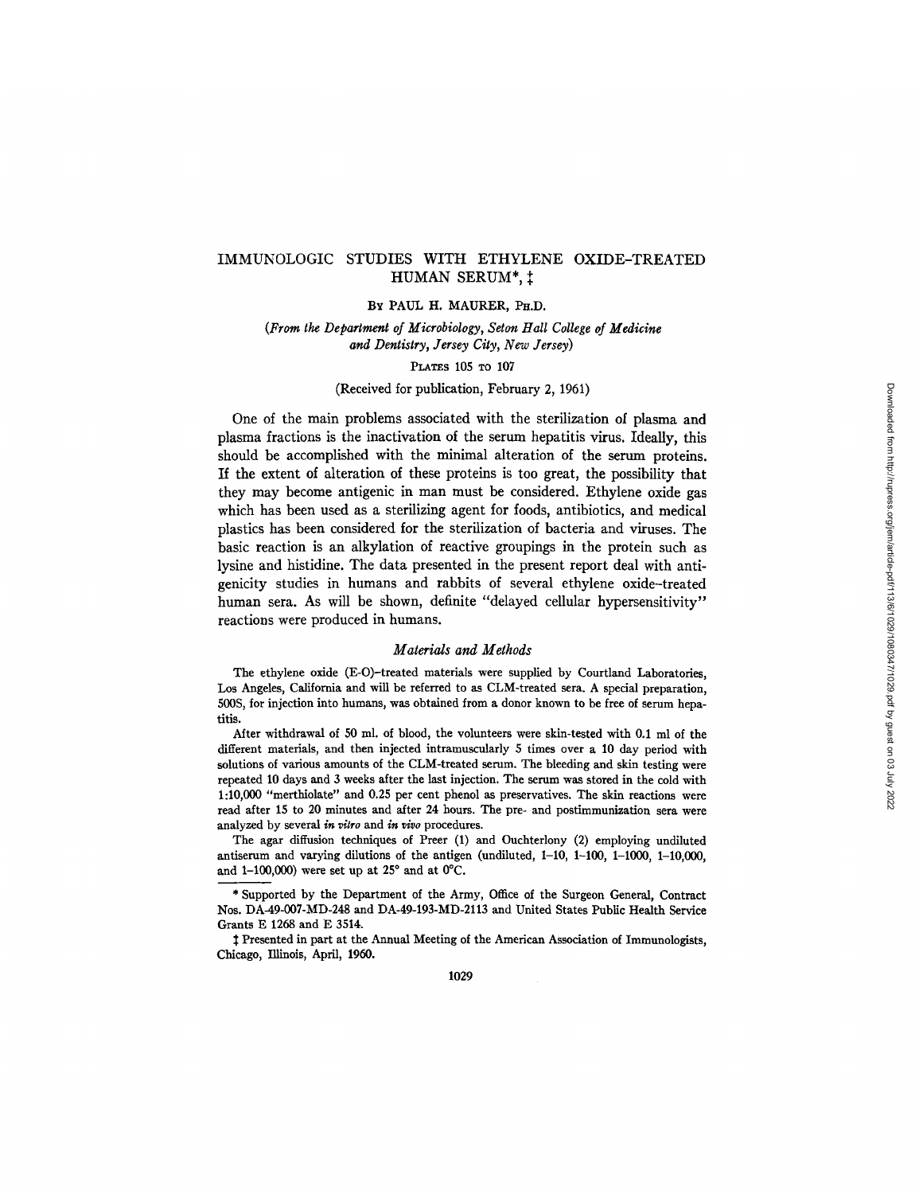# IMMUNOLOGIC STUDIES WITH ETHYLENE OXIDE-TREATED HUMAN SERUM*, ‡

By PAUL H. MAURER, Ph.D.

*(From the Department of Microbiology, Seton Hall College of Medicine and Dentistry, Jersey City, New Jersey)*

Plates 105 to 107

(Received for publication, February 2, 1961)

One of the main problems associated with the sterilization of plasma and plasma fractions is the inactivation of the serum hepatitis virus. Ideally, this should be accomplished with the minimal alteration of the serum proteins. If the extent of alteration of these proteins is too great, the possibility that they may become antigenic in man must be considered. Ethylene oxide gas which has been used as a sterilizing agent for foods, antibiotics, and medical plastics has been considered for the sterilization of bacteria and viruses. The basic reaction is an alkylation of reactive groupings in the protein such as lysine and histidine. The data presented in the present report deal with antigenicity studies in humans and rabbits of several ethylene oxide-treated human sera. As will be shown, definite "delayed cellular hypersensitivity" reactions were produced in humans.

## *Materials and Methods*

The ethylene oxide (E-O)-treated materials were supplied by Courtland Laboratories, Los Angeles, California and will be referred to as CLM-treated sera. A special preparation, 500S, for injection into humans, was obtained from a donor known to be free of serum hepatitis.

After withdrawal of 50 ml. of blood, the volunteers were skin-tested with 0.1 ml of the different materials, and then injected intramuscularly 5 times over a 10 day period with solutions of various amounts of the CLM-treated serum. The bleeding and skin testing were repeated 10 days and 3 weeks after the last injection. The serum was stored in the cold with 1:10,000 "merthiolate" and 0.25 per cent phenol as preservatives. The skin reactions were read after 15 to 20 minutes and after 24 hours. The pre- and postimmunization sera were analyzed by several *in vitro* and *in vivo* procedures.

The agar diffusion techniques of Preer (1) and Ouchterlony (2) employing undiluted antiserum and varying dilutions of the antigen (undiluted, 1–10, 1–100, 1–1000, 1–10,000, and 1–100,000) were set up at 25° and at 0°C.

\* Supported by the Department of the Army, Office of the Surgeon General, Contract Nos. DA-49-007-MD-248 and DA-49-193-MD-2113 and United States Public Health Service Grants E 1268 and E 3514.

‡ Presented in part at the Annual Meeting of the American Association of Immunologists, Chicago, Illinois, April, 1960.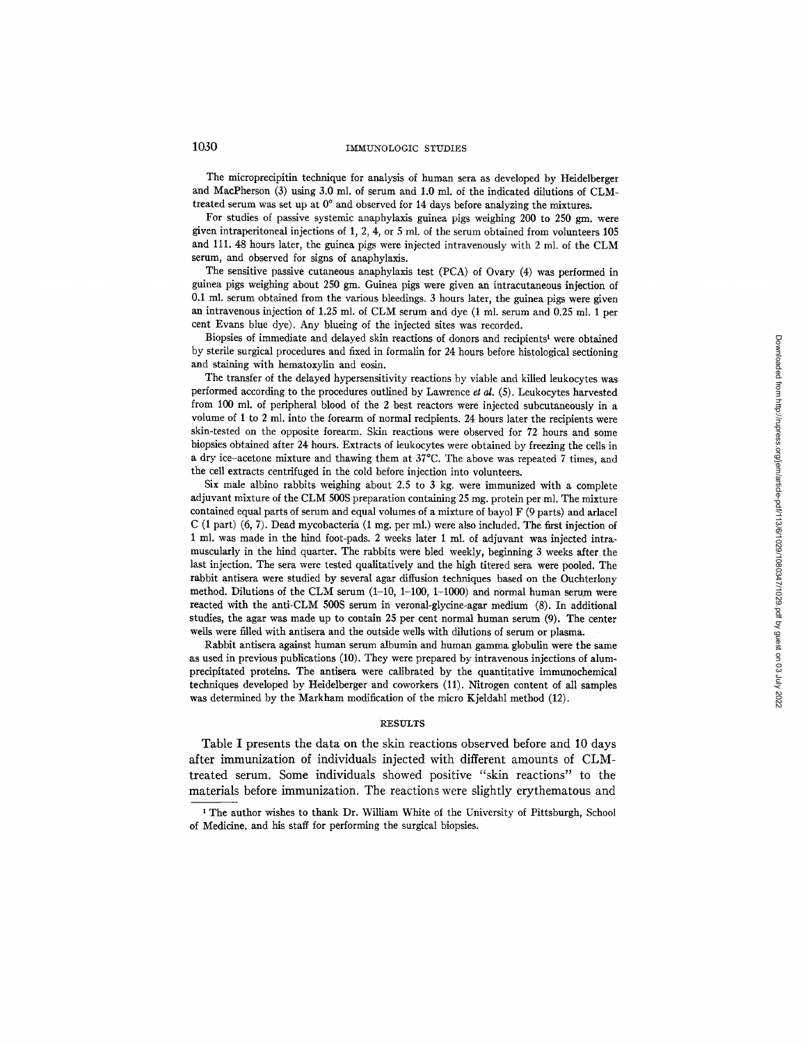The microprecipitin technique for analysis of human sera as developed by Heidelberger and MacPherson (3) using 3.0 ml. of serum and 1.0 ml. of the indicated dilutions of CLM-treated serum was set up at 0° and observed for 14 days before analyzing the mixtures.

For studies of passive systemic anaphylaxis guinea pigs weighing 200 to 250 gm. were given intraperitoneal injections of 1, 2, 4, or 5 ml. of the serum obtained from volunteers 105 and 111. 48 hours later, the guinea pigs were injected intravenously with 2 ml. of the CLM serum, and observed for signs of anaphylaxis.

The sensitive passive cutaneous anaphylaxis test (PCA) of Ovary (4) was performed in guinea pigs weighing about 250 gm. Guinea pigs were given an intracutaneous injection of 0.1 ml. serum obtained from the various bleedings. 3 hours later, the guinea pigs were given an intravenous injection of 1.25 ml. of CLM serum and dye (1 ml. serum and 0.25 ml. 1 per cent Evans blue dye). Any blueing of the injected sites was recorded.

Biopsies of immediate and delayed skin reactions of donors and recipients[1] were obtained by sterile surgical procedures and fixed in formalin for 24 hours before histological sectioning and staining with hematoxylin and eosin.

The transfer of the delayed hypersensitivity reactions by viable and killed leukocytes was performed according to the procedures outlined by Lawrence *et al.* (5). Leukocytes harvested from 100 ml. of peripheral blood of the 2 best reactors were injected subcutaneously in a volume of 1 to 2 ml. into the forearm of normal recipients. 24 hours later the recipients were skin-tested on the opposite forearm. Skin reactions were observed for 72 hours and some biopsies obtained after 24 hours. Extracts of leukocytes were obtained by freezing the cells in a dry ice–acetone mixture and thawing them at 37°C. The above was repeated 7 times, and the cell extracts centrifuged in the cold before injection into volunteers.

Six male albino rabbits weighing about 2.5 to 3 kg. were immunized with a complete adjuvant mixture of the CLM 500S preparation containing 25 mg. protein per ml. The mixture contained equal parts of serum and equal volumes of a mixture of bayol F (9 parts) and arlacel C (1 part) (6, 7). Dead mycobacteria (1 mg. per ml.) were also included. The first injection of 1 ml. was made in the hind foot-pads. 2 weeks later 1 ml. of adjuvant was injected intramuscularly in the hind quarter. The rabbits were bled weekly, beginning 3 weeks after the last injection. The sera were tested qualitatively and the high titered sera were pooled. The rabbit antisera were studied by several agar diffusion techniques based on the Ouchterlony method. Dilutions of the CLM serum (1–10, 1–100, 1–1000) and normal human serum were reacted with the anti-CLM 500S serum in veronal-glycine-agar medium (8). In additional studies, the agar was made up to contain 25 per cent normal human serum (9). The center wells were filled with antisera and the outside wells with dilutions of serum or plasma.

Rabbit antisera against human serum albumin and human gamma globulin were the same as used in previous publications (10). They were prepared by intravenous injections of alum-precipitated proteins. The antisera were calibrated by the quantitative immunochemical techniques developed by Heidelberger and coworkers (11). Nitrogen content of all samples was determined by the Markham modification of the micro Kjeldahl method (12).

## RESULTS

Table I presents the data on the skin reactions observed before and 10 days after immunization of individuals injected with different amounts of CLM-treated serum. Some individuals showed positive "skin reactions" to the materials before immunization. The reactions were slightly erythematous and

[1] The author wishes to thank Dr. William White of the University of Pittsburgh, School of Medicine, and his staff for performing the surgical biopsies.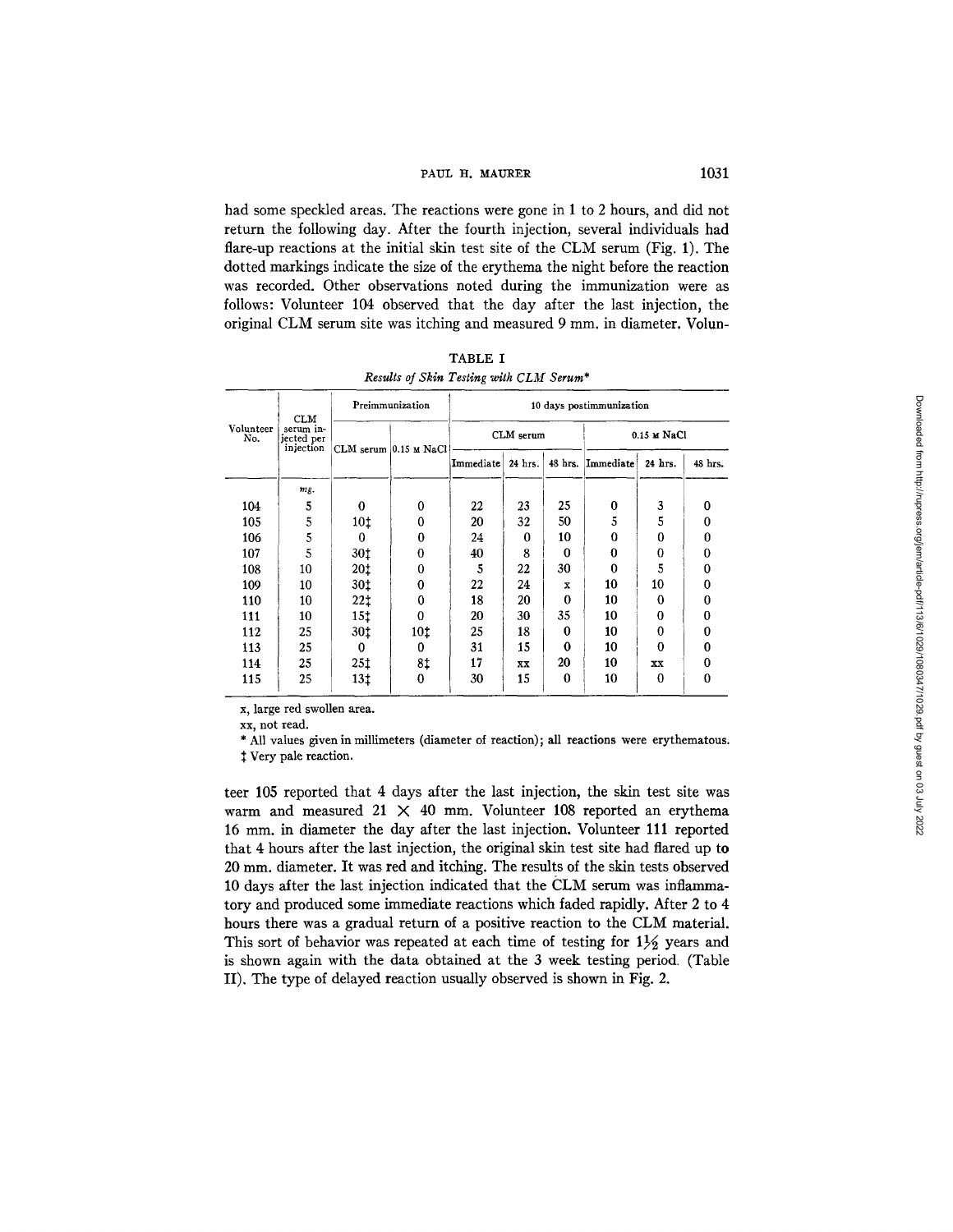had some speckled areas. The reactions were gone in 1 to 2 hours, and did not return the following day. After the fourth injection, several individuals had flare-up reactions at the initial skin test site of the CLM serum (Fig. 1). The dotted markings indicate the size of the erythema the night before the reaction was recorded. Other observations noted during the immunization were as follows: Volunteer 104 observed that the day after the last injection, the original CLM serum site was itching and measured 9 mm. in diameter. Volunteer 105 reported that 4 days after the last injection, the skin test site was warm and measured 21 × 40 mm. Volunteer 108 reported an erythema 16 mm. in diameter the day after the last injection. Volunteer 111 reported that 4 hours after the last injection, the original skin test site had flared up to 20 mm. diameter. It was red and itching. The results of the skin tests observed 10 days after the last injection indicated that the CLM serum was inflammatory and produced some immediate reactions which faded rapidly. After 2 to 4 hours there was a gradual return of a positive reaction to the CLM material. This sort of behavior was repeated at each time of testing for 1½ years and is shown again with the data obtained at the 3 week testing period. (Table II). The type of delayed reaction usually observed is shown in Fig. 2.

TABLE I
*Results of Skin Testing with CLM Serum**

| Volunteer No. | CLM serum injected per injection | Preimmunization | | 10 days postimmunization | | | | | |
|---|---|---|---|---|---|---|---|---|---|
| | | CLM serum | 0.15 M NaCl | CLM serum | | | 0.15 M NaCl | | |
| | | | | Immediate | 24 hrs. | 48 hrs. | Immediate | 24 hrs. | 48 hrs. |
| | *mg.* | | | | | | | | |
| 104 | 5 | 0 | 0 | 22 | 23 | 25 | 0 | 3 | 0 |
| 105 | 5 | 10‡ | 0 | 20 | 32 | 50 | 5 | 5 | 0 |
| 106 | 5 | 0 | 0 | 24 | 0 | 10 | 0 | 0 | 0 |
| 107 | 5 | 30‡ | 0 | 40 | 8 | 0 | 0 | 0 | 0 |
| 108 | 10 | 20‡ | 0 | 5 | 22 | 30 | 0 | 5 | 0 |
| 109 | 10 | 30‡ | 0 | 22 | 24 | x | 10 | 10 | 0 |
| 110 | 10 | 22‡ | 0 | 18 | 20 | 0 | 10 | 0 | 0 |
| 111 | 10 | 15‡ | 0 | 20 | 30 | 35 | 10 | 0 | 0 |
| 112 | 25 | 30‡ | 10‡ | 25 | 18 | 0 | 10 | 0 | 0 |
| 113 | 25 | 0 | 0 | 31 | 15 | 0 | 10 | 0 | 0 |
| 114 | 25 | 25‡ | 8‡ | 17 | xx | 20 | 10 | xx | 0 |
| 115 | 25 | 13‡ | 0 | 30 | 15 | 0 | 10 | 0 | 0 |

x, large red swollen area.

xx, not read.

\* All values given in millimeters (diameter of reaction); all reactions were erythematous.

‡ Very pale reaction.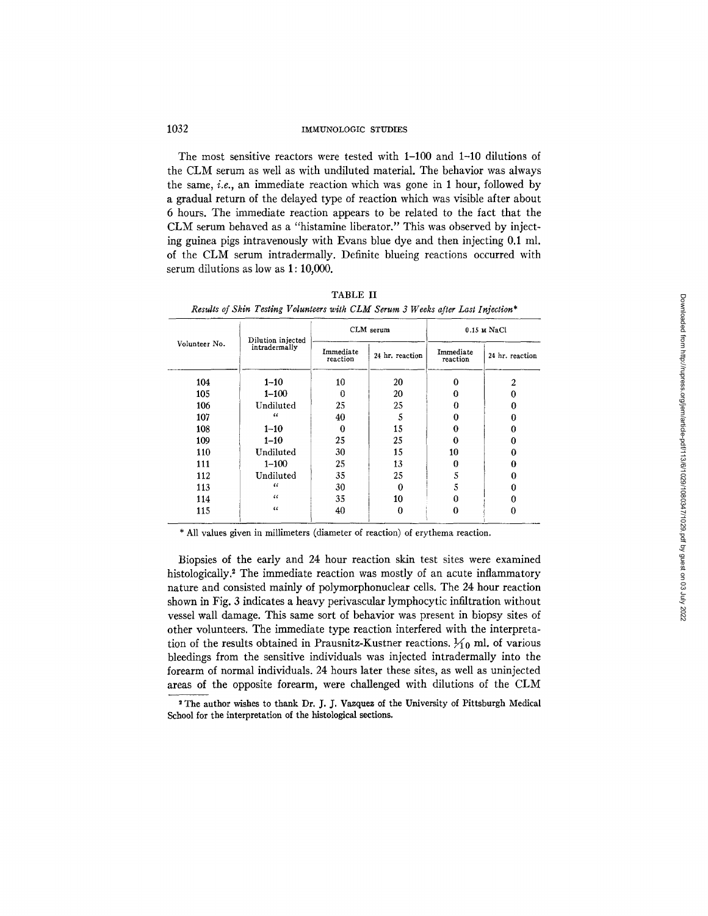The most sensitive reactors were tested with 1–100 and 1–10 dilutions of the CLM serum as well as with undiluted material. The behavior was always the same, *i.e.*, an immediate reaction which was gone in 1 hour, followed by a gradual return of the delayed type of reaction which was visible after about 6 hours. The immediate reaction appears to be related to the fact that the CLM serum behaved as a "histamine liberator." This was observed by injecting guinea pigs intravenously with Evans blue dye and then injecting 0.1 ml. of the CLM serum intradermally. Definite blueing reactions occurred with serum dilutions as low as 1: 10,000.

TABLE II

*Results of Skin Testing Volunteers with CLM Serum 3 Weeks after Last Injection**

| Volunteer No. | Dilution injected intradermally | CLM serum | | 0.15 M NaCl | |
|---|---|---|---|---|---|
| | | Immediate reaction | 24 hr. reaction | Immediate reaction | 24 hr. reaction |
| 104 | 1–10 | 10 | 20 | 0 | 2 |
| 105 | 1–100 | 0 | 20 | 0 | 0 |
| 106 | Undiluted | 25 | 25 | 0 | 0 |
| 107 | " | 40 | 5 | 0 | 0 |
| 108 | 1–10 | 0 | 15 | 0 | 0 |
| 109 | 1–10 | 25 | 25 | 0 | 0 |
| 110 | Undiluted | 30 | 15 | 10 | 0 |
| 111 | 1–100 | 25 | 13 | 0 | 0 |
| 112 | Undiluted | 35 | 25 | 5 | 0 |
| 113 | " | 30 | 0 | 5 | 0 |
| 114 | " | 35 | 10 | 0 | 0 |
| 115 | " | 40 | 0 | 0 | 0 |

\* All values given in millimeters (diameter of reaction) of erythema reaction.

Biopsies of the early and 24 hour reaction skin test sites were examined histologically.[2] The immediate reaction was mostly of an acute inflammatory nature and consisted mainly of polymorphonuclear cells. The 24 hour reaction shown in Fig. 3 indicates a heavy perivascular lymphocytic infiltration without vessel wall damage. This same sort of behavior was present in biopsy sites of other volunteers. The immediate type reaction interfered with the interpretation of the results obtained in Prausnitz-Kustner reactions. $\frac{1}{10}$ ml. of various bleedings from the sensitive individuals was injected intradermally into the forearm of normal individuals. 24 hours later these sites, as well as uninjected areas of the opposite forearm, were challenged with dilutions of the CLM

[2] The author wishes to thank Dr. J. J. Vazquez of the University of Pittsburgh Medical School for the interpretation of the histological sections.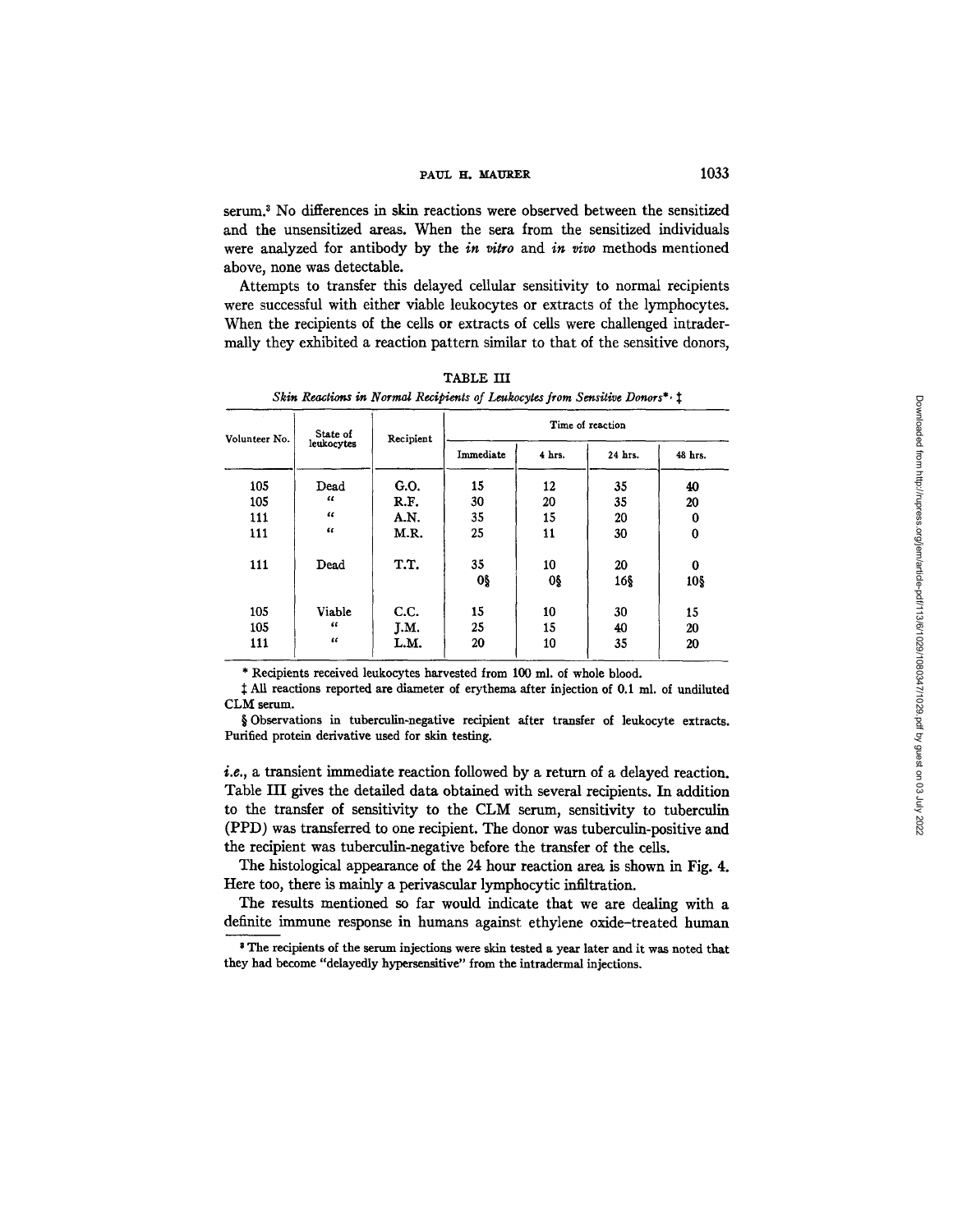serum.[3] No differences in skin reactions were observed between the sensitized and the unsensitized areas. When the sera from the sensitized individuals were analyzed for antibody by the *in vitro* and *in vivo* methods mentioned above, none was detectable.

Attempts to transfer this delayed cellular sensitivity to normal recipients were successful with either viable leukocytes or extracts of the lymphocytes. When the recipients of the cells or extracts of cells were challenged intradermally they exhibited a reaction pattern similar to that of the sensitive donors,

TABLE III

*Skin Reactions in Normal Recipients of Leukocytes from Sensitive Donors*\*, ‡

| Volunteer No. | State of leukocytes | Recipient | Time of reaction | | | |
|---|---|---|---|---|---|---|
| | | | Immediate | 4 hrs. | 24 hrs. | 48 hrs. |
| 105 | Dead | G.O. | 15 | 12 | 35 | 40 |
| 105 | " | R.F. | 30 | 20 | 35 | 20 |
| 111 | " | A.N. | 35 | 15 | 20 | 0 |
| 111 | " | M.R. | 25 | 11 | 30 | 0 |
| 111 | Dead | T.T. | 35 | 10 | 20 | 0 |
| | | | 0§ | 0§ | 16§ | 10§ |
| 105 | Viable | C.C. | 15 | 10 | 30 | 15 |
| 105 | " | J.M. | 25 | 15 | 40 | 20 |
| 111 | " | L.M. | 20 | 10 | 35 | 20 |

\* Recipients received leukocytes harvested from 100 ml. of whole blood.

‡ All reactions reported are diameter of erythema after injection of 0.1 ml. of undiluted CLM serum.

§ Observations in tuberculin-negative recipient after transfer of leukocyte extracts. Purified protein derivative used for skin testing.

*i.e.*, a transient immediate reaction followed by a return of a delayed reaction. Table III gives the detailed data obtained with several recipients. In addition to the transfer of sensitivity to the CLM serum, sensitivity to tuberculin (PPD) was transferred to one recipient. The donor was tuberculin-positive and the recipient was tuberculin-negative before the transfer of the cells.

The histological appearance of the 24 hour reaction area is shown in Fig. 4. Here too, there is mainly a perivascular lymphocytic infiltration.

The results mentioned so far would indicate that we are dealing with a definite immune response in humans against ethylene oxide–treated human

[3] The recipients of the serum injections were skin tested a year later and it was noted that they had become "delayedly hypersensitive" from the intradermal injections.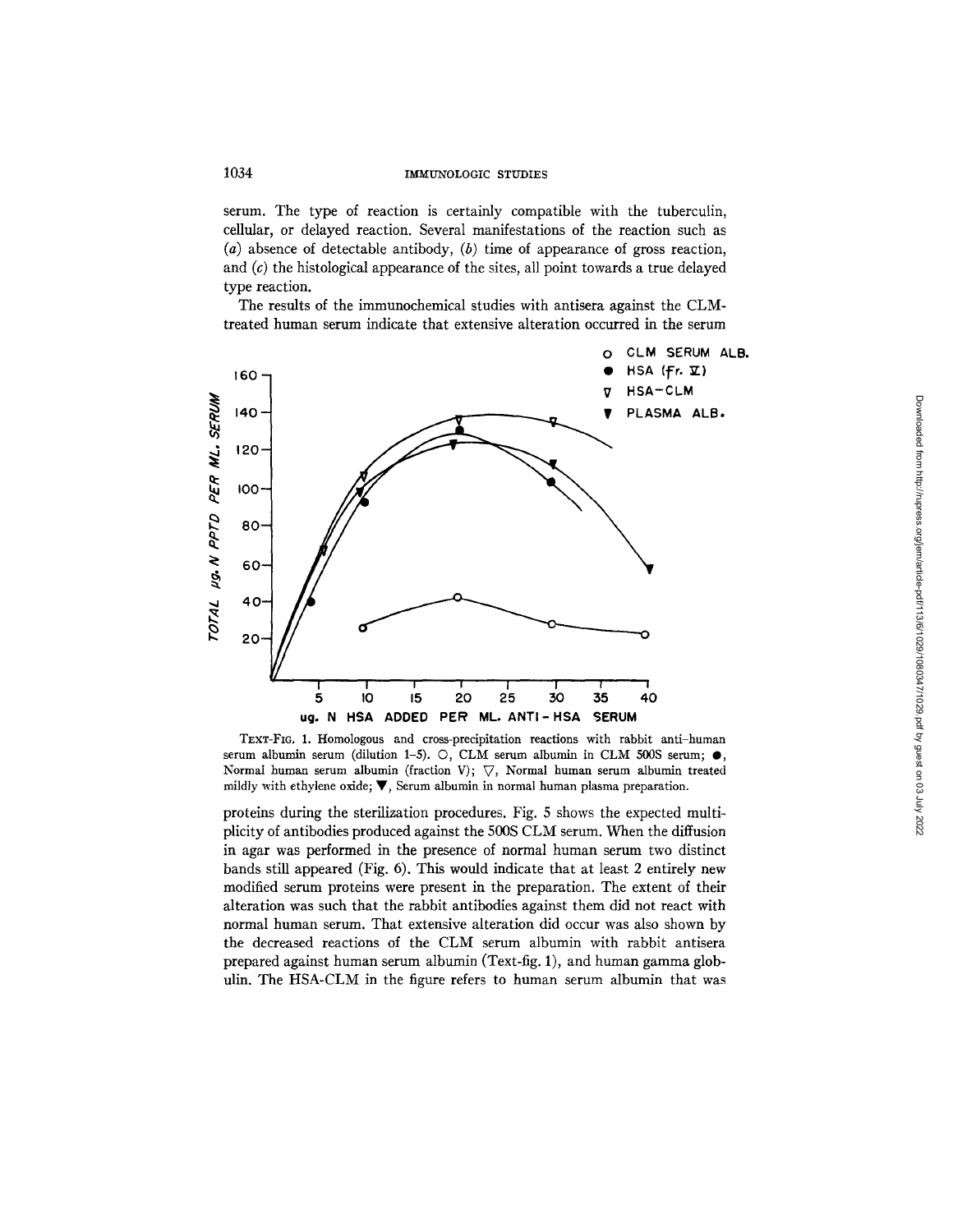serum. The type of reaction is certainly compatible with the tuberculin, cellular, or delayed reaction. Several manifestations of the reaction such as (*a*) absence of detectable antibody, (*b*) time of appearance of gross reaction, and (*c*) the histological appearance of the sites, all point towards a true delayed type reaction.

The results of the immunochemical studies with antisera against the CLM-treated human serum indicate that extensive alteration occurred in the serum

TEXT-FIG. 1. Homologous and cross-precipitation reactions with rabbit anti-human serum albumin serum (dilution 1–5). ○, CLM serum albumin in CLM 500S serum; ●, Normal human serum albumin (fraction V); ▽, Normal human serum albumin treated mildly with ethylene oxide; ▼, Serum albumin in normal human plasma preparation.

proteins during the sterilization procedures. Fig. 5 shows the expected multiplicity of antibodies produced against the 500S CLM serum. When the diffusion in agar was performed in the presence of normal human serum two distinct bands still appeared (Fig. 6). This would indicate that at least 2 entirely new modified serum proteins were present in the preparation. The extent of their alteration was such that the rabbit antibodies against them did not react with normal human serum. That extensive alteration did occur was also shown by the decreased reactions of the CLM serum albumin with rabbit antisera prepared against human serum albumin (Text-fig. 1), and human gamma globulin. The HSA-CLM in the figure refers to human serum albumin that was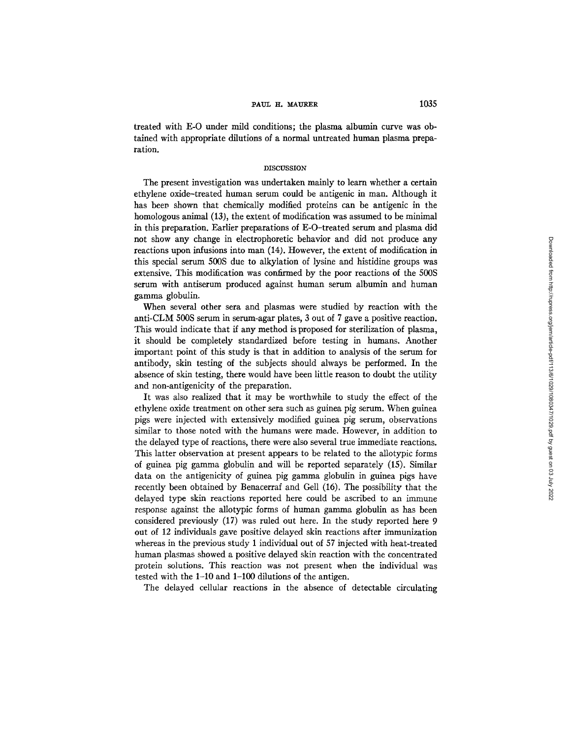treated with E-O under mild conditions; the plasma albumin curve was obtained with appropriate dilutions of a normal untreated human plasma preparation.

## DISCUSSION

The present investigation was undertaken mainly to learn whether a certain ethylene oxide–treated human serum could be antigenic in man. Although it has been shown that chemically modified proteins can be antigenic in the homologous animal (13), the extent of modification was assumed to be minimal in this preparation. Earlier preparations of E-O–treated serum and plasma did not show any change in electrophoretic behavior and did not produce any reactions upon infusions into man (14). However, the extent of modification in this special serum 500S due to alkylation of lysine and histidine groups was extensive. This modification was confirmed by the poor reactions of the 500S serum with antiserum produced against human serum albumin and human gamma globulin.

When several other sera and plasmas were studied by reaction with the anti-CLM 500S serum in serum-agar plates, 3 out of 7 gave a positive reaction. This would indicate that if any method is proposed for sterilization of plasma, it should be completely standardized before testing in humans. Another important point of this study is that in addition to analysis of the serum for antibody, skin testing of the subjects should always be performed. In the absence of skin testing, there would have been little reason to doubt the utility and non-antigenicity of the preparation.

It was also realized that it may be worthwhile to study the effect of the ethylene oxide treatment on other sera such as guinea pig serum. When guinea pigs were injected with extensively modified guinea pig serum, observations similar to those noted with the humans were made. However, in addition to the delayed type of reactions, there were also several true immediate reactions. This latter observation at present appears to be related to the allotypic forms of guinea pig gamma globulin and will be reported separately (15). Similar data on the antigenicity of guinea pig gamma globulin in guinea pigs have recently been obtained by Benacerraf and Gell (16). The possibility that the delayed type skin reactions reported here could be ascribed to an immune response against the allotypic forms of human gamma globulin as has been considered previously (17) was ruled out here. In the study reported here 9 out of 12 individuals gave positive delayed skin reactions after immunization whereas in the previous study 1 individual out of 57 injected with heat-treated human plasmas showed a positive delayed skin reaction with the concentrated protein solutions. This reaction was not present when the individual was tested with the 1–10 and 1–100 dilutions of the antigen.

The delayed cellular reactions in the absence of detectable circulating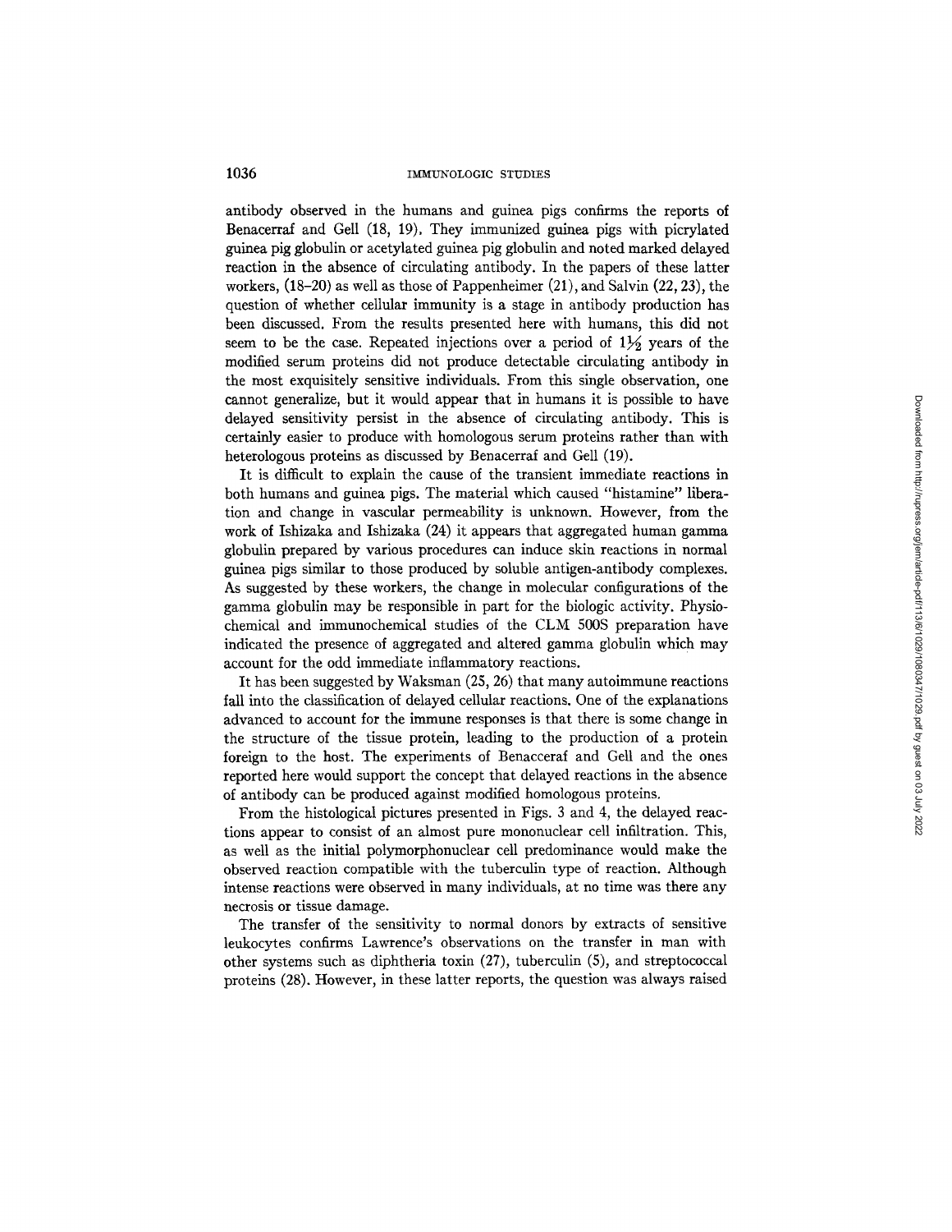antibody observed in the humans and guinea pigs confirms the reports of Benacerraf and Gell (18, 19). They immunized guinea pigs with picrylated guinea pig globulin or acetylated guinea pig globulin and noted marked delayed reaction in the absence of circulating antibody. In the papers of these latter workers, (18–20) as well as those of Pappenheimer (21), and Salvin (22, 23), the question of whether cellular immunity is a stage in antibody production has been discussed. From the results presented here with humans, this did not seem to be the case. Repeated injections over a period of 1½ years of the modified serum proteins did not produce detectable circulating antibody in the most exquisitely sensitive individuals. From this single observation, one cannot generalize, but it would appear that in humans it is possible to have delayed sensitivity persist in the absence of circulating antibody. This is certainly easier to produce with homologous serum proteins rather than with heterologous proteins as discussed by Benacerraf and Gell (19).

It is difficult to explain the cause of the transient immediate reactions in both humans and guinea pigs. The material which caused "histamine" liberation and change in vascular permeability is unknown. However, from the work of Ishizaka and Ishizaka (24) it appears that aggregated human gamma globulin prepared by various procedures can induce skin reactions in normal guinea pigs similar to those produced by soluble antigen-antibody complexes. As suggested by these workers, the change in molecular configurations of the gamma globulin may be responsible in part for the biologic activity. Physiochemical and immunochemical studies of the CLM 500S preparation have indicated the presence of aggregated and altered gamma globulin which may account for the odd immediate inflammatory reactions.

It has been suggested by Waksman (25, 26) that many autoimmune reactions fall into the classification of delayed cellular reactions. One of the explanations advanced to account for the immune responses is that there is some change in the structure of the tissue protein, leading to the production of a protein foreign to the host. The experiments of Benacceraf and Gell and the ones reported here would support the concept that delayed reactions in the absence of antibody can be produced against modified homologous proteins.

From the histological pictures presented in Figs. 3 and 4, the delayed reactions appear to consist of an almost pure mononuclear cell infiltration. This, as well as the initial polymorphonuclear cell predominance would make the observed reaction compatible with the tuberculin type of reaction. Although intense reactions were observed in many individuals, at no time was there any necrosis or tissue damage.

The transfer of the sensitivity to normal donors by extracts of sensitive leukocytes confirms Lawrence's observations on the transfer in man with other systems such as diphtheria toxin (27), tuberculin (5), and streptococcal proteins (28). However, in these latter reports, the question was always raised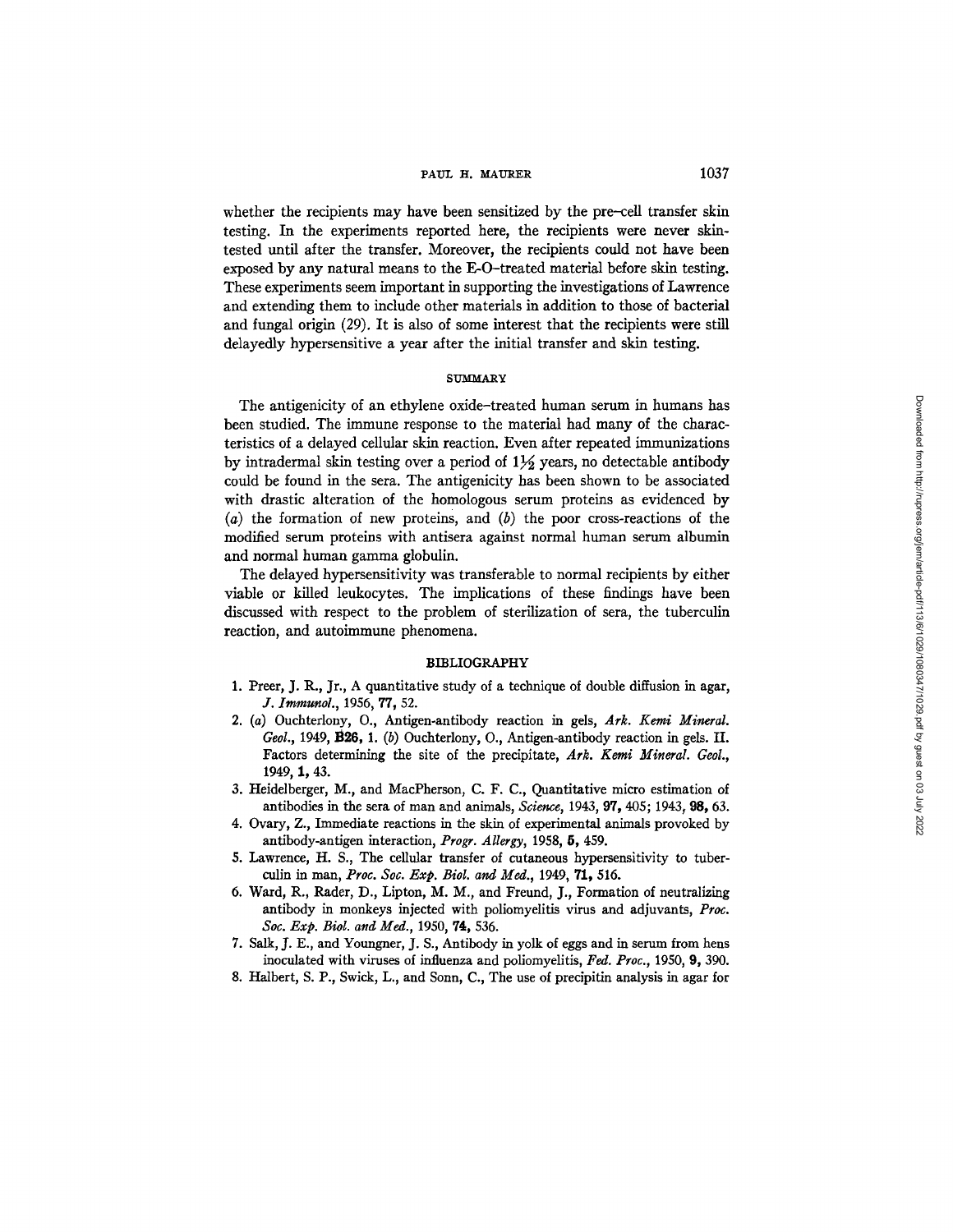whether the recipients may have been sensitized by the pre-cell transfer skin testing. In the experiments reported here, the recipients were never skin-tested until after the transfer. Moreover, the recipients could not have been exposed by any natural means to the E-O-treated material before skin testing. These experiments seem important in supporting the investigations of Lawrence and extending them to include other materials in addition to those of bacterial and fungal origin (29). It is also of some interest that the recipients were still delayedly hypersensitive a year after the initial transfer and skin testing.

## SUMMARY

The antigenicity of an ethylene oxide-treated human serum in humans has been studied. The immune response to the material had many of the characteristics of a delayed cellular skin reaction. Even after repeated immunizations by intradermal skin testing over a period of 1½ years, no detectable antibody could be found in the sera. The antigenicity has been shown to be associated with drastic alteration of the homologous serum proteins as evidenced by (*a*) the formation of new proteins, and (*b*) the poor cross-reactions of the modified serum proteins with antisera against normal human serum albumin and normal human gamma globulin.

The delayed hypersensitivity was transferable to normal recipients by either viable or killed leukocytes. The implications of these findings have been discussed with respect to the problem of sterilization of sera, the tuberculin reaction, and autoimmune phenomena.

## BIBLIOGRAPHY

1. Preer, J. R., Jr., A quantitative study of a technique of double diffusion in agar, *J. Immunol.*, 1956, **77**, 52.
2. (*a*) Ouchterlony, O., Antigen-antibody reaction in gels, *Ark. Kemi Mineral. Geol.*, 1949, **B26**, 1. (*b*) Ouchterlony, O., Antigen-antibody reaction in gels. II. Factors determining the site of the precipitate, *Ark. Kemi Mineral. Geol.*, 1949, **1**, 43.
3. Heidelberger, M., and MacPherson, C. F. C., Quantitative micro estimation of antibodies in the sera of man and animals, *Science*, 1943, **97**, 405; 1943, **98**, 63.
4. Ovary, Z., Immediate reactions in the skin of experimental animals provoked by antibody-antigen interaction, *Progr. Allergy*, 1958, **5**, 459.
5. Lawrence, H. S., The cellular transfer of cutaneous hypersensitivity to tuberculin in man, *Proc. Soc. Exp. Biol. and Med.*, 1949, **71**, 516.
6. Ward, R., Rader, D., Lipton, M. M., and Freund, J., Formation of neutralizing antibody in monkeys injected with poliomyelitis virus and adjuvants, *Proc. Soc. Exp. Biol. and Med.*, 1950, **74**, 536.
7. Salk, J. E., and Youngner, J. S., Antibody in yolk of eggs and in serum from hens inoculated with viruses of influenza and poliomyelitis, *Fed. Proc.*, 1950, **9**, 390.
8. Halbert, S. P., Swick, L., and Sonn, C., The use of precipitin analysis in agar for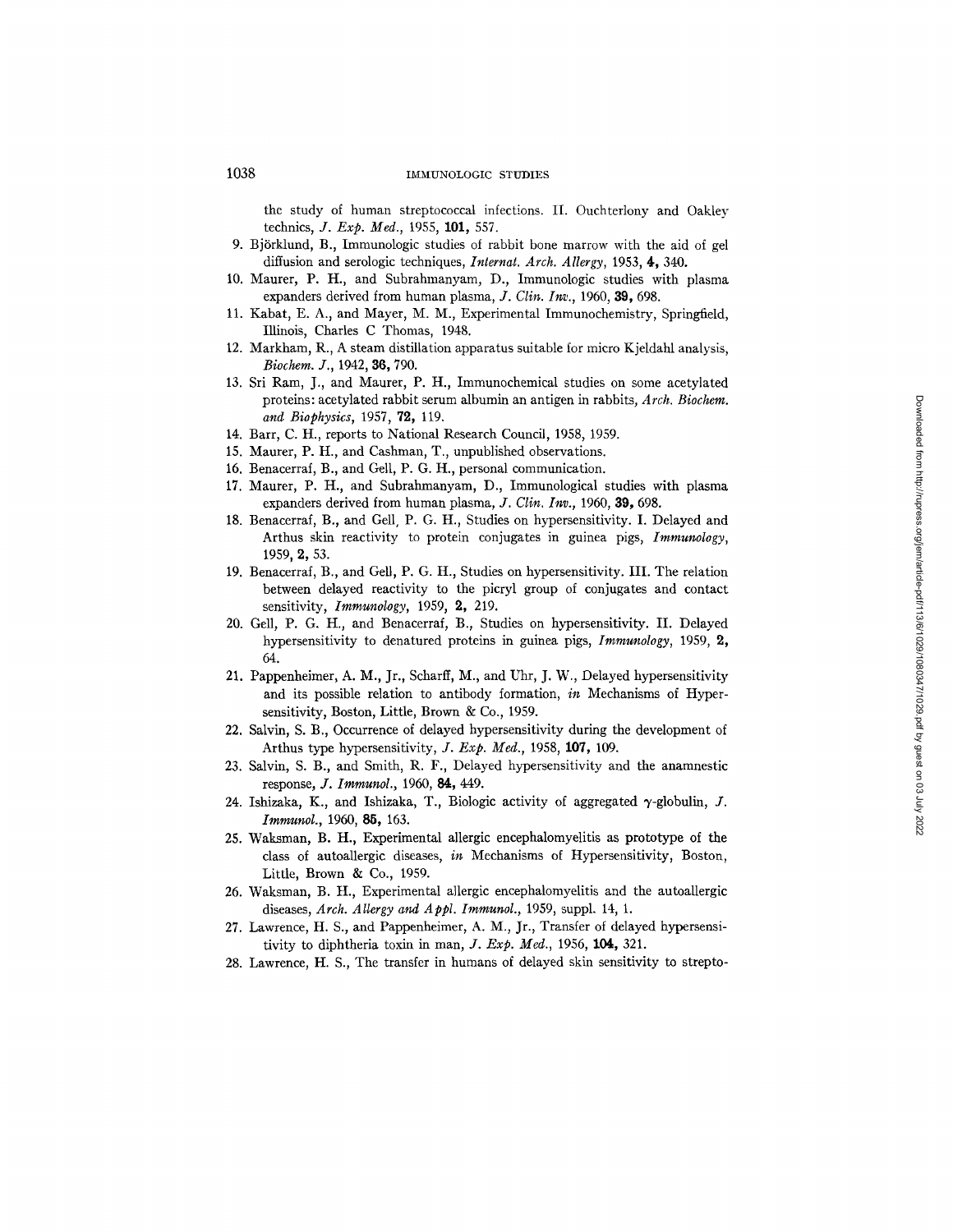the study of human streptococcal infections. II. Ouchterlony and Oakley technics, *J. Exp. Med.*, 1955, **101**, 557.

9. Björklund, B., Immunologic studies of rabbit bone marrow with the aid of gel diffusion and serologic techniques, *Internat. Arch. Allergy*, 1953, **4**, 340.
10. Maurer, P. H., and Subrahmanyam, D., Immunologic studies with plasma expanders derived from human plasma, *J. Clin. Inv.*, 1960, **39**, 698.
11. Kabat, E. A., and Mayer, M. M., Experimental Immunochemistry, Springfield, Illinois, Charles C Thomas, 1948.
12. Markham, R., A steam distillation apparatus suitable for micro Kjeldahl analysis, *Biochem. J.*, 1942, **36**, 790.
13. Sri Ram, J., and Maurer, P. H., Immunochemical studies on some acetylated proteins: acetylated rabbit serum albumin an antigen in rabbits, *Arch. Biochem. and Biophysics*, 1957, **72**, 119.
14. Barr, C. H., reports to National Research Council, 1958, 1959.
15. Maurer, P. H., and Cashman, T., unpublished observations.
16. Benacerraf, B., and Gell, P. G. H., personal communication.
17. Maurer, P. H., and Subrahmanyam, D., Immunological studies with plasma expanders derived from human plasma, *J. Clin. Inv.*, 1960, **39**, 698.
18. Benacerraf, B., and Gell, P. G. H., Studies on hypersensitivity. I. Delayed and Arthus skin reactivity to protein conjugates in guinea pigs, *Immunology*, 1959, **2**, 53.
19. Benacerraf, B., and Gell, P. G. H., Studies on hypersensitivity. III. The relation between delayed reactivity to the picryl group of conjugates and contact sensitivity, *Immunology*, 1959, **2**, 219.
20. Gell, P. G. H., and Benacerraf, B., Studies on hypersensitivity. II. Delayed hypersensitivity to denatured proteins in guinea pigs, *Immunology*, 1959, **2**, 64.
21. Pappenheimer, A. M., Jr., Scharff, M., and Uhr, J. W., Delayed hypersensitivity and its possible relation to antibody formation, *in* Mechanisms of Hypersensitivity, Boston, Little, Brown & Co., 1959.
22. Salvin, S. B., Occurrence of delayed hypersensitivity during the development of Arthus type hypersensitivity, *J. Exp. Med.*, 1958, **107**, 109.
23. Salvin, S. B., and Smith, R. F., Delayed hypersensitivity and the anamnestic response, *J. Immunol.*, 1960, **84**, 449.
24. Ishizaka, K., and Ishizaka, T., Biologic activity of aggregated $\gamma$-globulin, *J. Immunol.*, 1960, **85**, 163.
25. Waksman, B. H., Experimental allergic encephalomyelitis as prototype of the class of autoallergic diseases, *in* Mechanisms of Hypersensitivity, Boston, Little, Brown & Co., 1959.
26. Waksman, B. H., Experimental allergic encephalomyelitis and the autoallergic diseases, *Arch. Allergy and Appl. Immunol.*, 1959, suppl. 14, 1.
27. Lawrence, H. S., and Pappenheimer, A. M., Jr., Transfer of delayed hypersensitivity to diphtheria toxin in man, *J. Exp. Med.*, 1956, **104**, 321.
28. Lawrence, H. S., The transfer in humans of delayed skin sensitivity to strepto-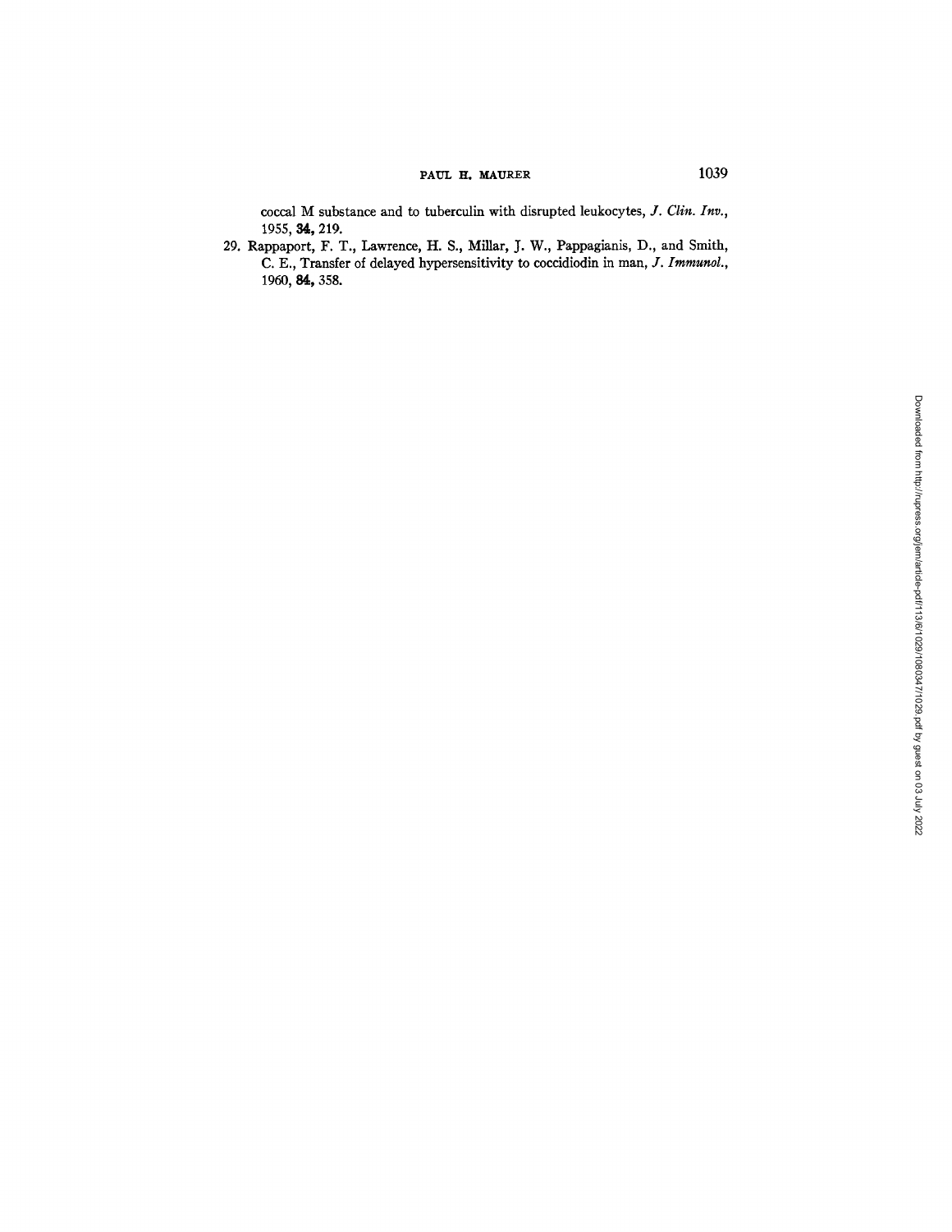coccal M substance and to tuberculin with disrupted leukocytes, *J. Clin. Inv.*, 1955, **34,** 219.

29. Rappaport, F. T., Lawrence, H. S., Millar, J. W., Pappagianis, D., and Smith, C. E., Transfer of delayed hypersensitivity to coccidiodin in man, *J. Immunol.*, 1960, **84,** 358.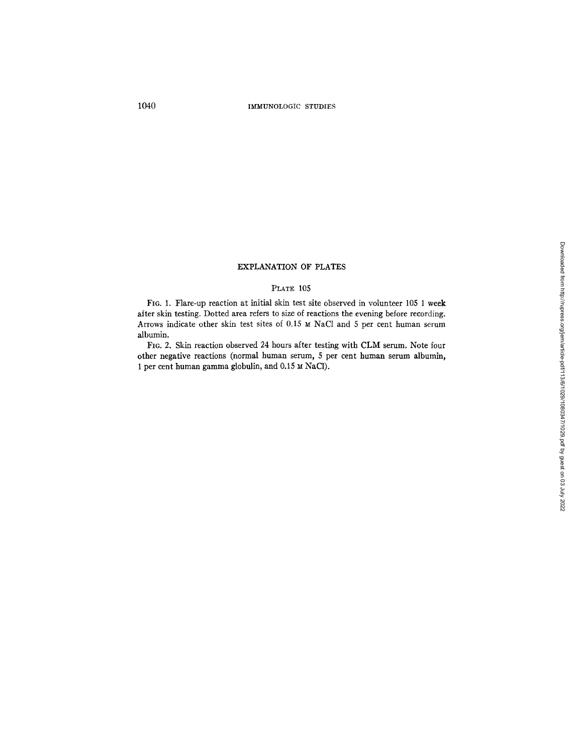## EXPLANATION OF PLATES

### PLATE 105

FIG. 1. Flare-up reaction at initial skin test site observed in volunteer 105 1 week after skin testing. Dotted area refers to size of reactions the evening before recording. Arrows indicate other skin test sites of 0.15 M NaCl and 5 per cent human serum albumin.

FIG. 2. Skin reaction observed 24 hours after testing with CLM serum. Note four other negative reactions (normal human serum, 5 per cent human serum albumin, 1 per cent human gamma globulin, and 0.15 M NaCl).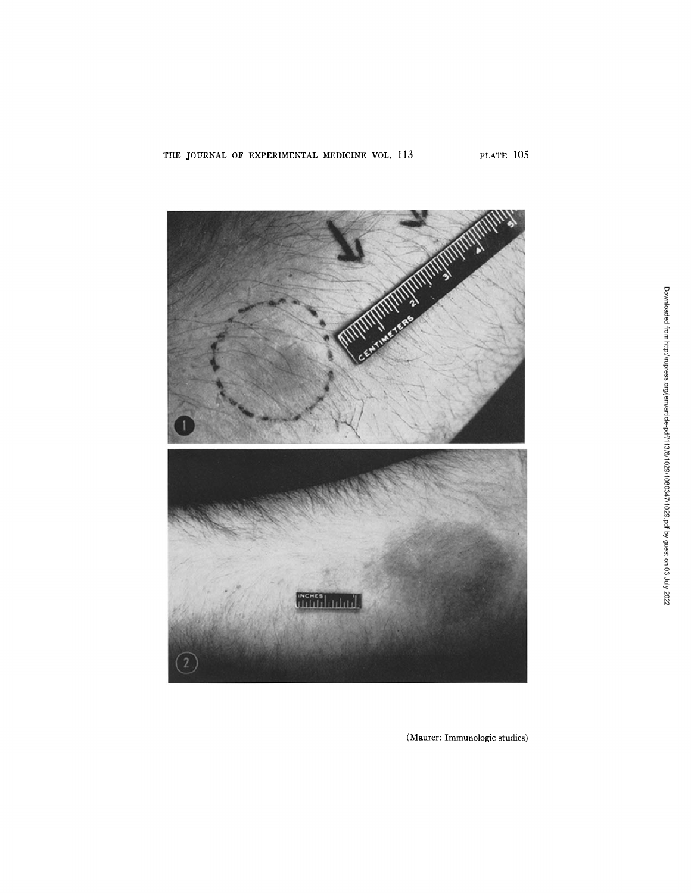(Maurer: Immunologic studies)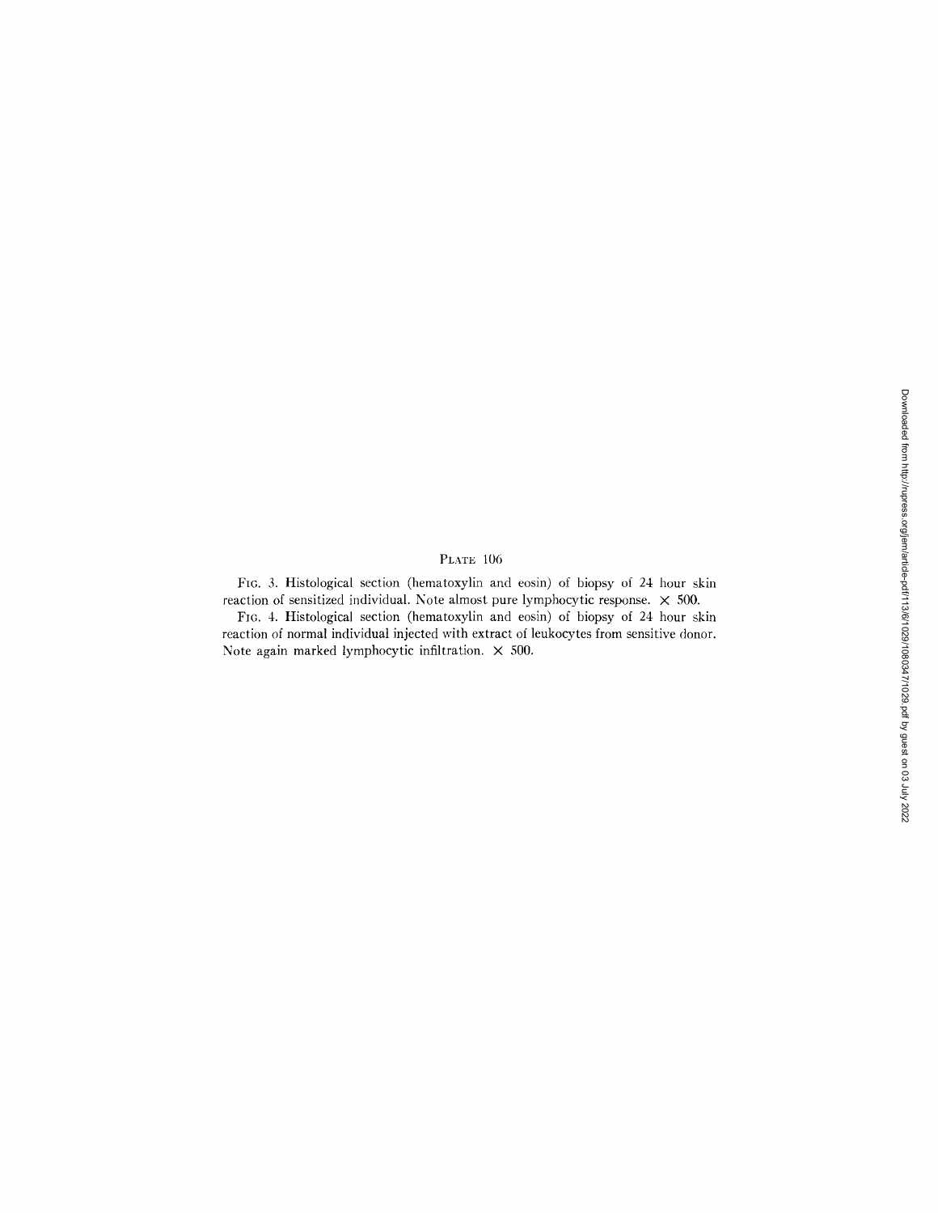PLATE 106

FIG. 3. Histological section (hematoxylin and eosin) of biopsy of 24 hour skin reaction of sensitized individual. Note almost pure lymphocytic response. × 500.

FIG. 4. Histological section (hematoxylin and eosin) of biopsy of 24 hour skin reaction of normal individual injected with extract of leukocytes from sensitive donor. Note again marked lymphocytic infiltration. × 500.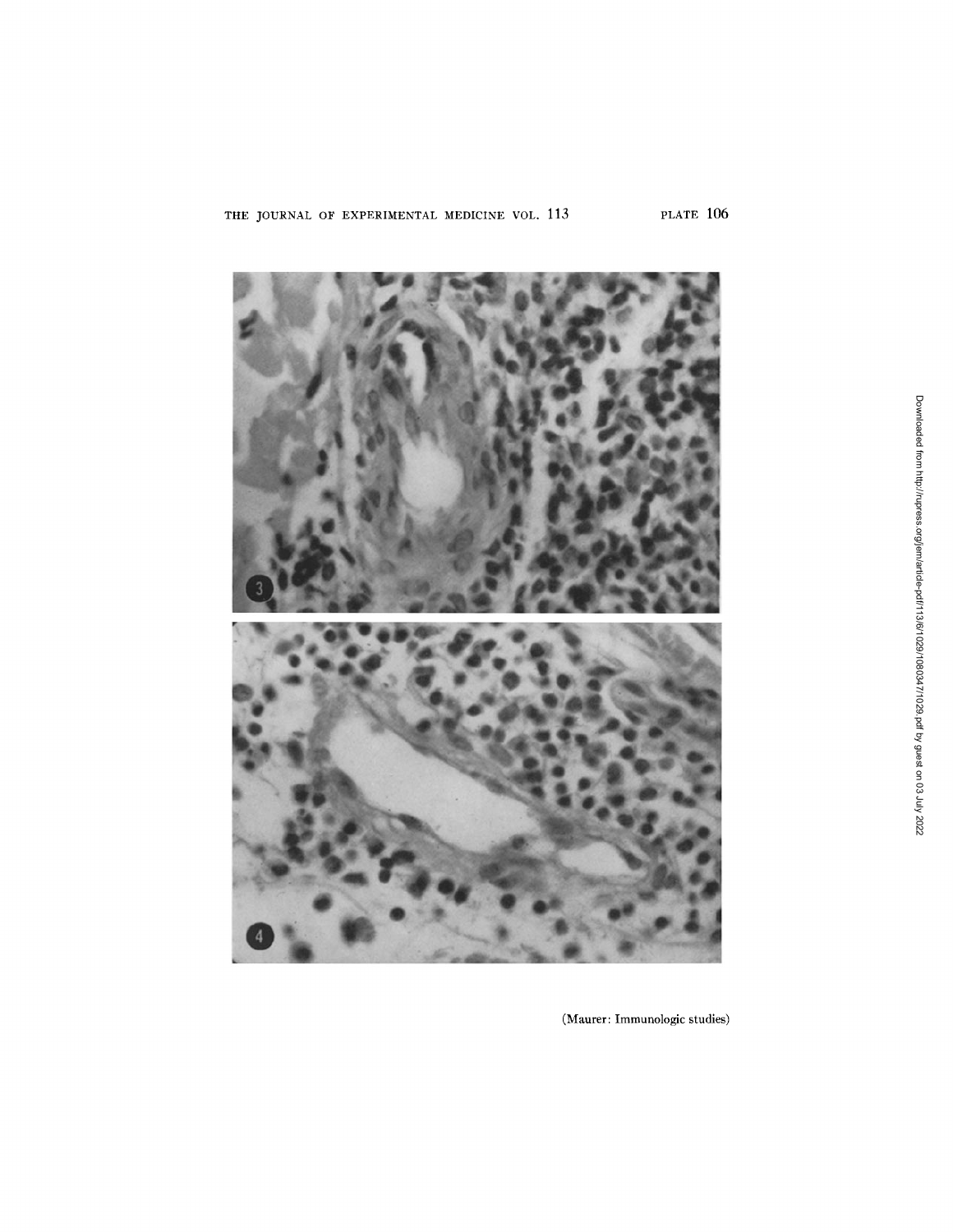(Maurer: Immunologic studies)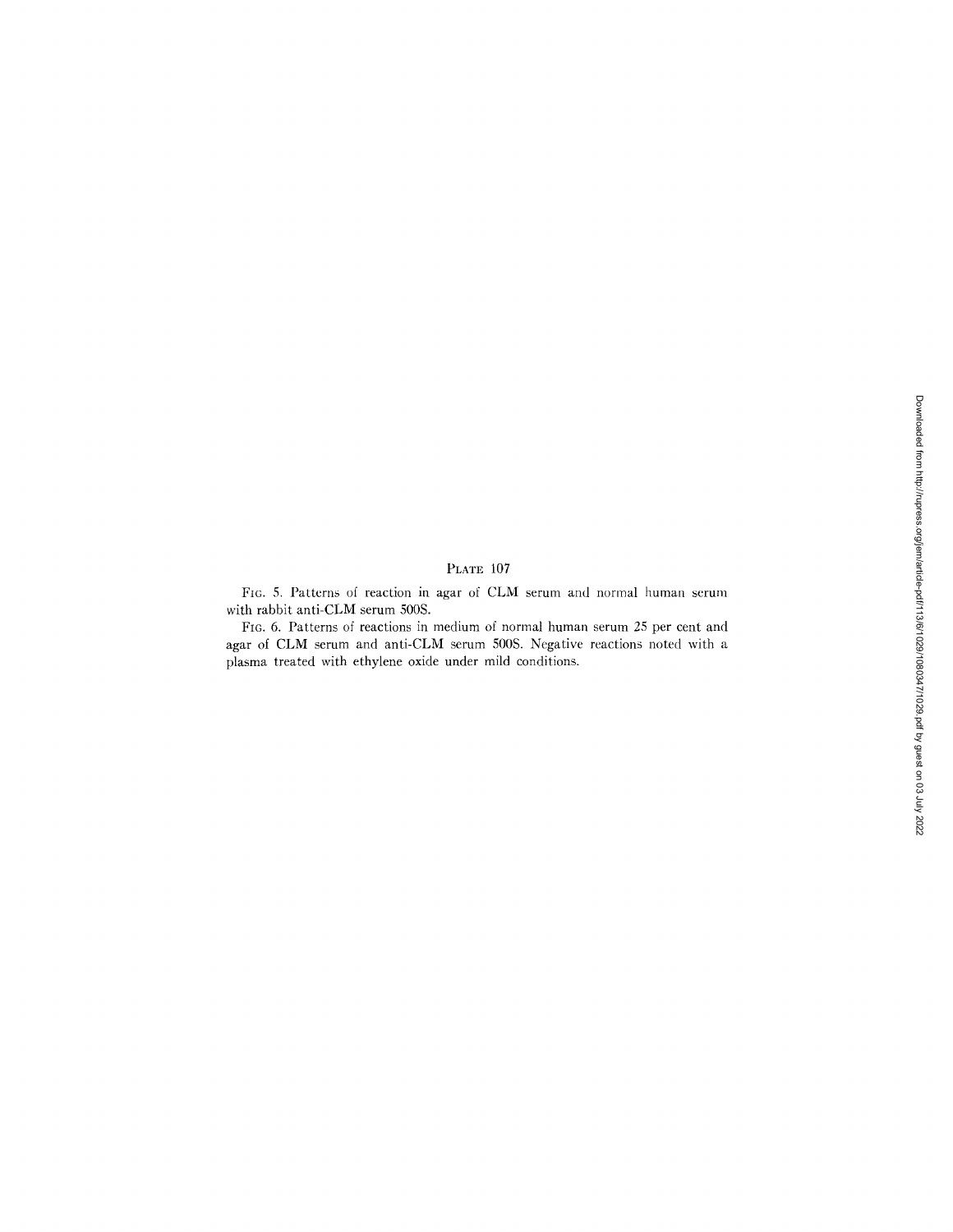PLATE 107

FIG. 5. Patterns of reaction in agar of CLM serum and normal human serum with rabbit anti-CLM serum 500S.

FIG. 6. Patterns of reactions in medium of normal human serum 25 per cent and agar of CLM serum and anti-CLM serum 500S. Negative reactions noted with a plasma treated with ethylene oxide under mild conditions.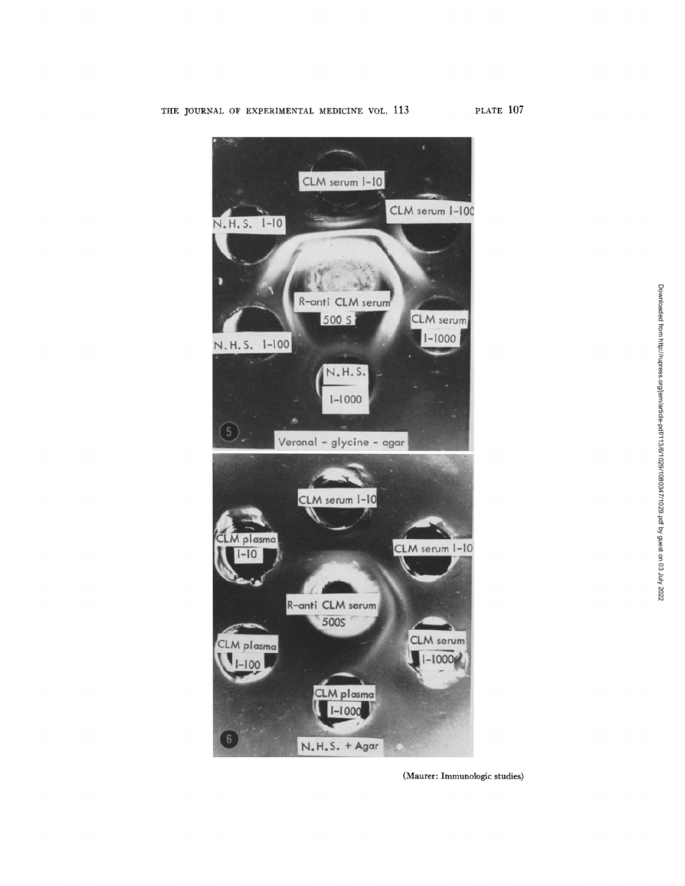CLM serum 1-10

CLM serum 1-100

N.H.S. 1-10

R-anti CLM serum

500 S

CLM serum

1-1000

N.H.S. 1-100

N.H.S.

1-1000

5

Veronal - glycine - agar

CLM serum 1-10

CLM plasma

1-10

CLM serum 1-10

R-anti CLM serum

500S

CLM plasma

1-100

CLM serum

1-1000

CLM plasma

1-1000

6

N.H.S. + Agar

(Maurer: Immunologic studies)